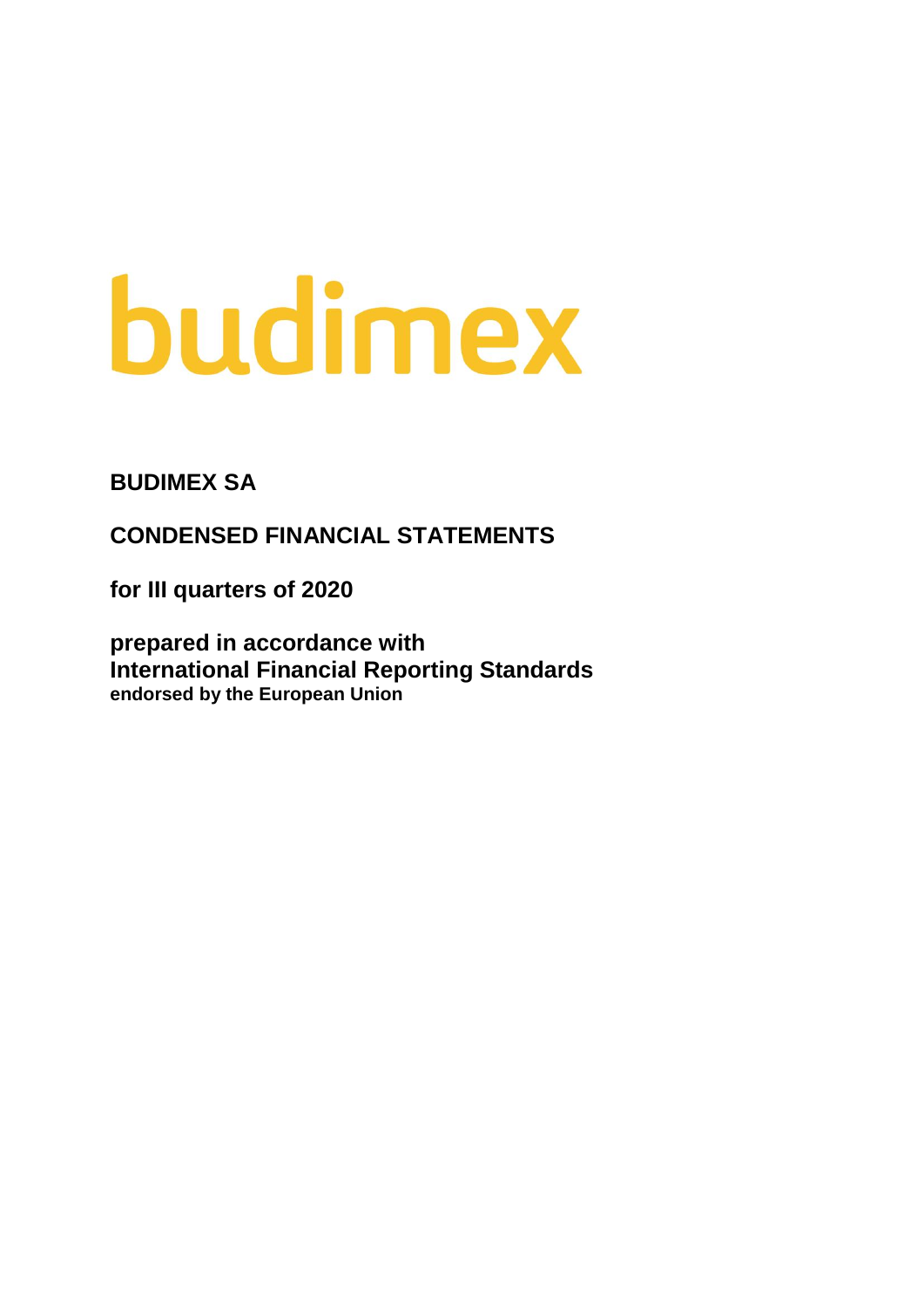budimex

**BUDIMEX SA**

**CONDENSED FINANCIAL STATEMENTS**

**for III quarters of 2020**

**prepared in accordance with**
**International Financial Reporting Standards**
**endorsed by the European Union**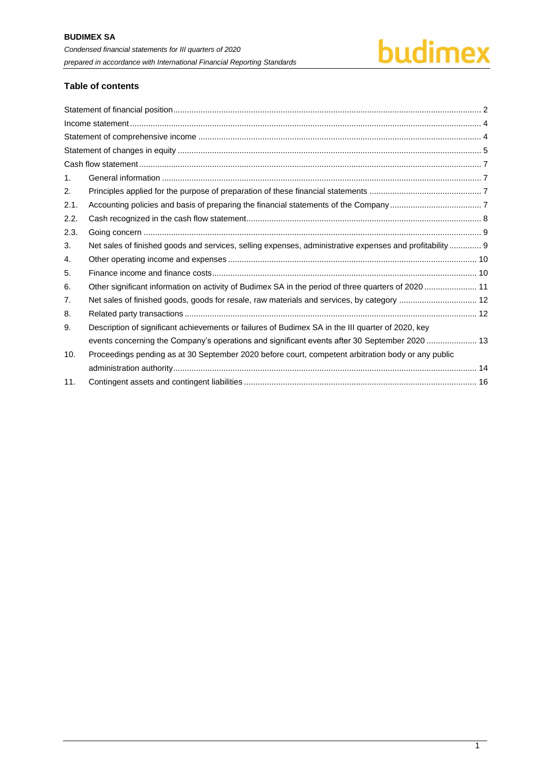## Table of contents

| | | |
|---|---|---|
| Statement of financial position | | 2 |
| Income statement | | 4 |
| Statement of comprehensive income | | 4 |
| Statement of changes in equity | | 5 |
| Cash flow statement | | 7 |
| 1. | General information | 7 |
| 2. | Principles applied for the purpose of preparation of these financial statements | 7 |
| 2.1. | Accounting policies and basis of preparing the financial statements of the Company | 7 |
| 2.2. | Cash recognized in the cash flow statement | 8 |
| 2.3. | Going concern | 9 |
| 3. | Net sales of finished goods and services, selling expenses, administrative expenses and profitability | 9 |
| 4. | Other operating income and expenses | 10 |
| 5. | Finance income and finance costs | 10 |
| 6. | Other significant information on activity of Budimex SA in the period of three quarters of 2020 | 11 |
| 7. | Net sales of finished goods, goods for resale, raw materials and services, by category | 12 |
| 8. | Related party transactions | 12 |
| 9. | Description of significant achievements or failures of Budimex SA in the III quarter of 2020, key events concerning the Company's operations and significant events after 30 September 2020 | 13 |
| 10. | Proceedings pending as at 30 September 2020 before court, competent arbitration body or any public administration authority | 14 |
| 11. | Contingent assets and contingent liabilities | 16 |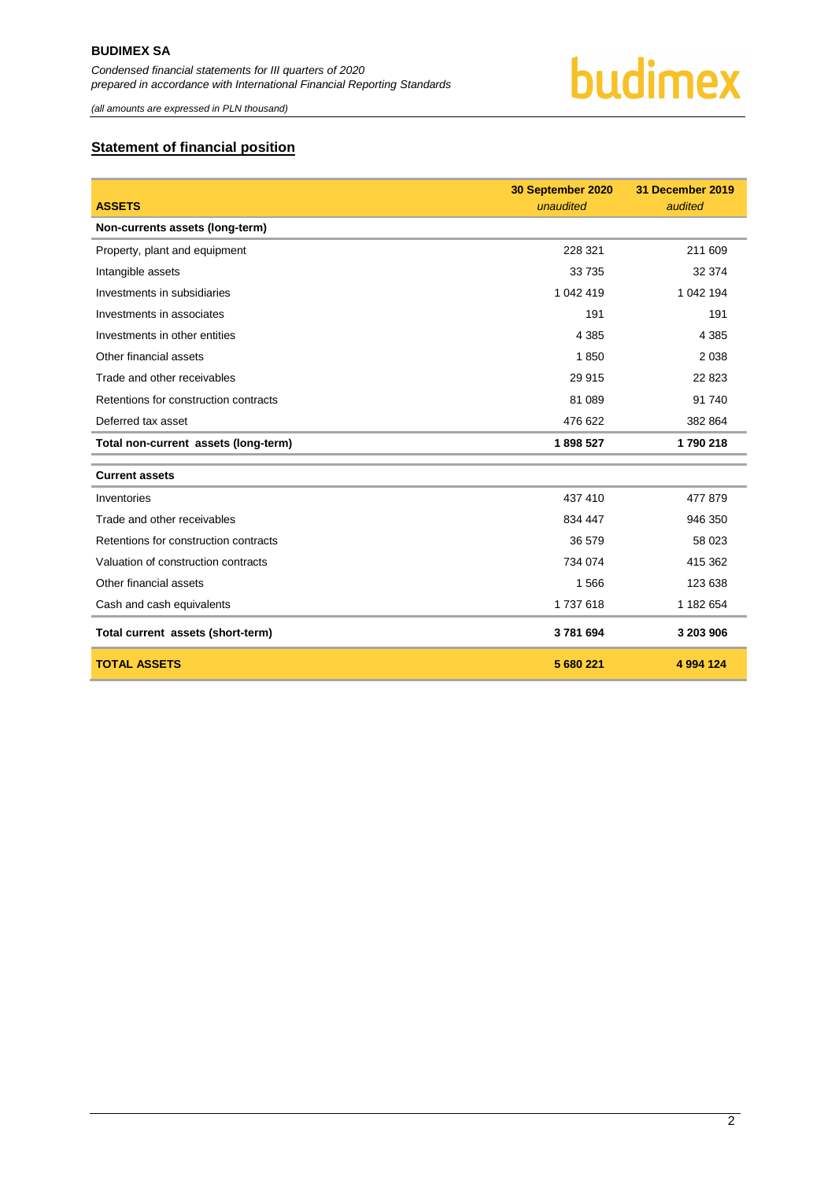## Statement of financial position

| ASSETS | 30 September 2020 *unaudited* | 31 December 2019 *audited* |
|---|---|---|
| **Non-currents assets (long-term)** | | |
| Property, plant and equipment | 228 321 | 211 609 |
| Intangible assets | 33 735 | 32 374 |
| Investments in subsidiaries | 1 042 419 | 1 042 194 |
| Investments in associates | 191 | 191 |
| Investments in other entities | 4 385 | 4 385 |
| Other financial assets | 1 850 | 2 038 |
| Trade and other receivables | 29 915 | 22 823 |
| Retentions for construction contracts | 81 089 | 91 740 |
| Deferred tax asset | 476 622 | 382 864 |
| **Total non-current assets (long-term)** | **1 898 527** | **1 790 218** |
| **Current assets** | | |
| Inventories | 437 410 | 477 879 |
| Trade and other receivables | 834 447 | 946 350 |
| Retentions for construction contracts | 36 579 | 58 023 |
| Valuation of construction contracts | 734 074 | 415 362 |
| Other financial assets | 1 566 | 123 638 |
| Cash and cash equivalents | 1 737 618 | 1 182 654 |
| **Total current assets (short-term)** | **3 781 694** | **3 203 906** |
| **TOTAL ASSETS** | **5 680 221** | **4 994 124** |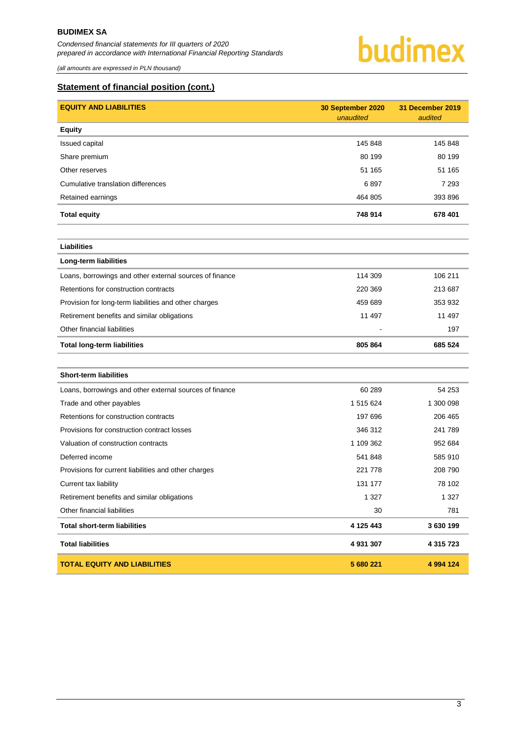## Statement of financial position (cont.)

| EQUITY AND LIABILITIES | 30 September 2020 *unaudited* | 31 December 2019 *audited* |
|---|---|---|
| **Equity** | | |
| Issued capital | 145 848 | 145 848 |
| Share premium | 80 199 | 80 199 |
| Other reserves | 51 165 | 51 165 |
| Cumulative translation differences | 6 897 | 7 293 |
| Retained earnings | 464 805 | 393 896 |
| **Total equity** | **748 914** | **678 401** |
| | | |
| **Liabilities** | | |
| **Long-term liabilities** | | |
| Loans, borrowings and other external sources of finance | 114 309 | 106 211 |
| Retentions for construction contracts | 220 369 | 213 687 |
| Provision for long-term liabilities and other charges | 459 689 | 353 932 |
| Retirement benefits and similar obligations | 11 497 | 11 497 |
| Other financial liabilities | - | 197 |
| **Total long-term liabilities** | **805 864** | **685 524** |
| | | |
| **Short-term liabilities** | | |
| Loans, borrowings and other external sources of finance | 60 289 | 54 253 |
| Trade and other payables | 1 515 624 | 1 300 098 |
| Retentions for construction contracts | 197 696 | 206 465 |
| Provisions for construction contract losses | 346 312 | 241 789 |
| Valuation of construction contracts | 1 109 362 | 952 684 |
| Deferred income | 541 848 | 585 910 |
| Provisions for current liabilities and other charges | 221 778 | 208 790 |
| Current tax liability | 131 177 | 78 102 |
| Retirement benefits and similar obligations | 1 327 | 1 327 |
| Other financial liabilities | 30 | 781 |
| **Total short-term liabilities** | **4 125 443** | **3 630 199** |
| **Total liabilities** | **4 931 307** | **4 315 723** |
| **TOTAL EQUITY AND LIABILITIES** | **5 680 221** | **4 994 124** |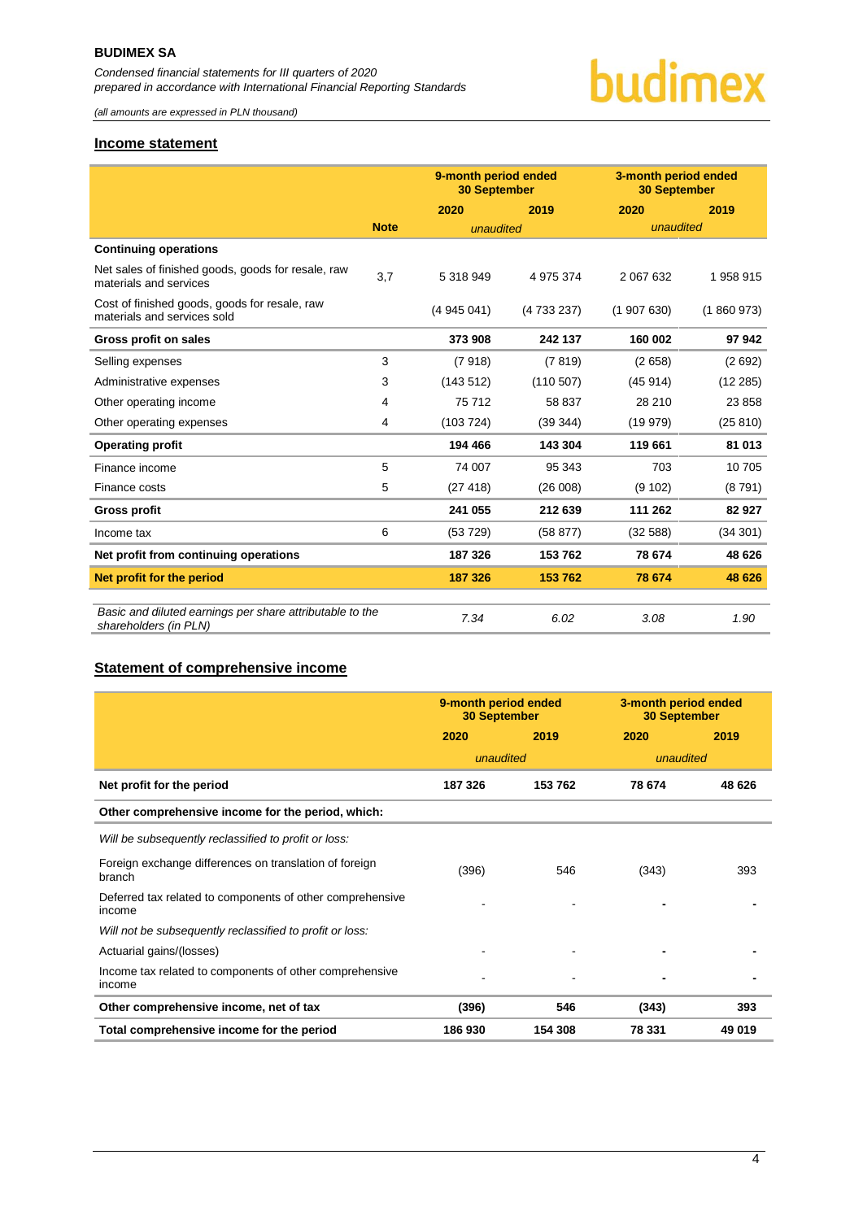## Income statement

| | Note | 9-month period ended 30 September | | 3-month period ended 30 September | |
|---|---|---|---|---|---|
| | | 2020 | 2019 | 2020 | 2019 |
| | | *unaudited* | | *unaudited* | |
| **Continuing operations** | | | | | |
| Net sales of finished goods, goods for resale, raw materials and services | 3,7 | 5 318 949 | 4 975 374 | 2 067 632 | 1 958 915 |
| Cost of finished goods, goods for resale, raw materials and services sold | | (4 945 041) | (4 733 237) | (1 907 630) | (1 860 973) |
| **Gross profit on sales** | | **373 908** | **242 137** | **160 002** | **97 942** |
| Selling expenses | 3 | (7 918) | (7 819) | (2 658) | (2 692) |
| Administrative expenses | 3 | (143 512) | (110 507) | (45 914) | (12 285) |
| Other operating income | 4 | 75 712 | 58 837 | 28 210 | 23 858 |
| Other operating expenses | 4 | (103 724) | (39 344) | (19 979) | (25 810) |
| **Operating profit** | | **194 466** | **143 304** | **119 661** | **81 013** |
| Finance income | 5 | 74 007 | 95 343 | 703 | 10 705 |
| Finance costs | 5 | (27 418) | (26 008) | (9 102) | (8 791) |
| **Gross profit** | | **241 055** | **212 639** | **111 262** | **82 927** |
| Income tax | 6 | (53 729) | (58 877) | (32 588) | (34 301) |
| **Net profit from continuing operations** | | **187 326** | **153 762** | **78 674** | **48 626** |
| **Net profit for the period** | | **187 326** | **153 762** | **78 674** | **48 626** |
| *Basic and diluted earnings per share attributable to the shareholders (in PLN)* | | *7.34* | *6.02* | *3.08* | *1.90* |

## Statement of comprehensive income

| | 9-month period ended 30 September | | 3-month period ended 30 September | |
|---|---|---|---|---|
| | 2020 | 2019 | 2020 | 2019 |
| | *unaudited* | | *unaudited* | |
| **Net profit for the period** | **187 326** | **153 762** | **78 674** | **48 626** |
| **Other comprehensive income for the period, which:** | | | | |
| *Will be subsequently reclassified to profit or loss:* | | | | |
| Foreign exchange differences on translation of foreign branch | (396) | 546 | (343) | 393 |
| Deferred tax related to components of other comprehensive income | - | - | - | - |
| *Will not be subsequently reclassified to profit or loss:* | | | | |
| Actuarial gains/(losses) | - | - | - | - |
| Income tax related to components of other comprehensive income | - | - | - | - |
| **Other comprehensive income, net of tax** | **(396)** | **546** | **(343)** | **393** |
| **Total comprehensive income for the period** | **186 930** | **154 308** | **78 331** | **49 019** |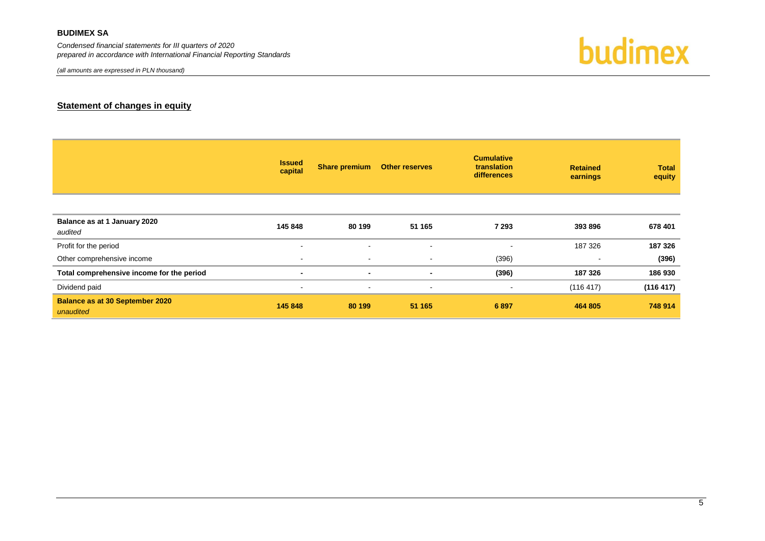## Statement of changes in equity

| | Issued capital | Share premium | Other reserves | Cumulative translation differences | Retained earnings | Total equity |
|---|---|---|---|---|---|---|
| **Balance as at 1 January 2020** *audited* | **145 848** | **80 199** | **51 165** | **7 293** | **393 896** | **678 401** |
| Profit for the period | - | - | - | - | 187 326 | **187 326** |
| Other comprehensive income | - | - | - | (396) | - | **(396)** |
| **Total comprehensive income for the period** | **-** | **-** | **-** | **(396)** | **187 326** | **186 930** |
| Dividend paid | - | - | - | - | (116 417) | **(116 417)** |
| **Balance as at 30 September 2020** *unaudited* | **145 848** | **80 199** | **51 165** | **6 897** | **464 805** | **748 914** |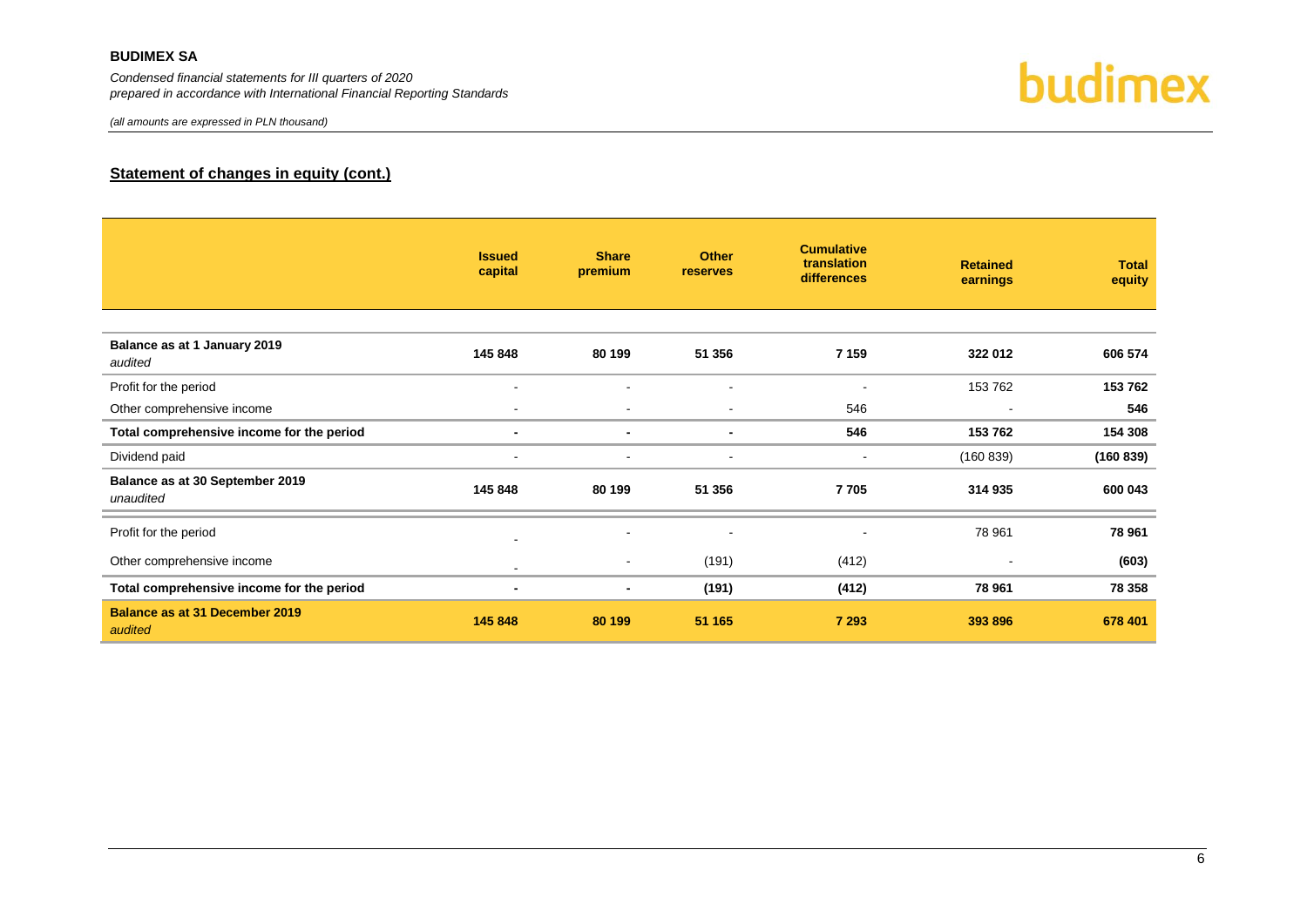## Statement of changes in equity (cont.)

| | Issued capital | Share premium | Other reserves | Cumulative translation differences | Retained earnings | Total equity |
|---|---|---|---|---|---|---|
| **Balance as at 1 January 2019** *audited* | **145 848** | **80 199** | **51 356** | **7 159** | **322 012** | **606 574** |
| Profit for the period | - | - | - | - | 153 762 | **153 762** |
| Other comprehensive income | - | - | - | 546 | - | **546** |
| **Total comprehensive income for the period** | **-** | **-** | **-** | **546** | **153 762** | **154 308** |
| Dividend paid | - | - | - | - | (160 839) | **(160 839)** |
| **Balance as at 30 September 2019** *unaudited* | **145 848** | **80 199** | **51 356** | **7 705** | **314 935** | **600 043** |
| Profit for the period | - | - | - | - | 78 961 | **78 961** |
| Other comprehensive income | - | - | (191) | (412) | - | **(603)** |
| **Total comprehensive income for the period** | **-** | **-** | **(191)** | **(412)** | **78 961** | **78 358** |
| **Balance as at 31 December 2019** *audited* | **145 848** | **80 199** | **51 165** | **7 293** | **393 896** | **678 401** |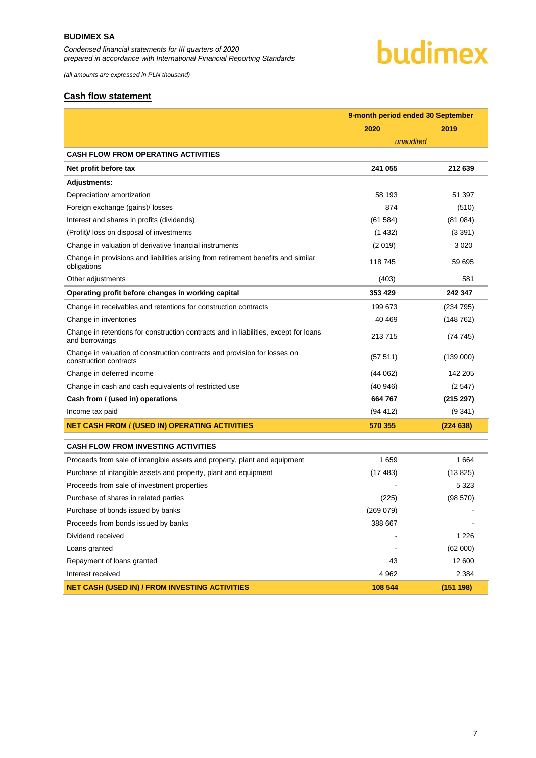## Cash flow statement

| | 9-month period ended 30 September | |
|---|---|---|
| | 2020 | 2019 |
| | *unaudited* | |
| **CASH FLOW FROM OPERATING ACTIVITIES** | | |
| **Net profit before tax** | **241 055** | **212 639** |
| **Adjustments:** | | |
| Depreciation/ amortization | 58 193 | 51 397 |
| Foreign exchange (gains)/ losses | 874 | (510) |
| Interest and shares in profits (dividends) | (61 584) | (81 084) |
| (Profit)/ loss on disposal of investments | (1 432) | (3 391) |
| Change in valuation of derivative financial instruments | (2 019) | 3 020 |
| Change in provisions and liabilities arising from retirement benefits and similar obligations | 118 745 | 59 695 |
| Other adjustments | (403) | 581 |
| **Operating profit before changes in working capital** | **353 429** | **242 347** |
| Change in receivables and retentions for construction contracts | 199 673 | (234 795) |
| Change in inventories | 40 469 | (148 762) |
| Change in retentions for construction contracts and in liabilities, except for loans and borrowings | 213 715 | (74 745) |
| Change in valuation of construction contracts and provision for losses on construction contracts | (57 511) | (139 000) |
| Change in deferred income | (44 062) | 142 205 |
| Change in cash and cash equivalents of restricted use | (40 946) | (2 547) |
| **Cash from / (used in) operations** | **664 767** | **(215 297)** |
| Income tax paid | (94 412) | (9 341) |
| **NET CASH FROM / (USED IN) OPERATING ACTIVITIES** | **570 355** | **(224 638)** |
| **CASH FLOW FROM INVESTING ACTIVITIES** | | |
| Proceeds from sale of intangible assets and property, plant and equipment | 1 659 | 1 664 |
| Purchase of intangible assets and property, plant and equipment | (17 483) | (13 825) |
| Proceeds from sale of investment properties | - | 5 323 |
| Purchase of shares in related parties | (225) | (98 570) |
| Purchase of bonds issued by banks | (269 079) | - |
| Proceeds from bonds issued by banks | 388 667 | - |
| Dividend received | - | 1 226 |
| Loans granted | - | (62 000) |
| Repayment of loans granted | 43 | 12 600 |
| Interest received | 4 962 | 2 384 |
| **NET CASH (USED IN) / FROM INVESTING ACTIVITIES** | **108 544** | **(151 198)** |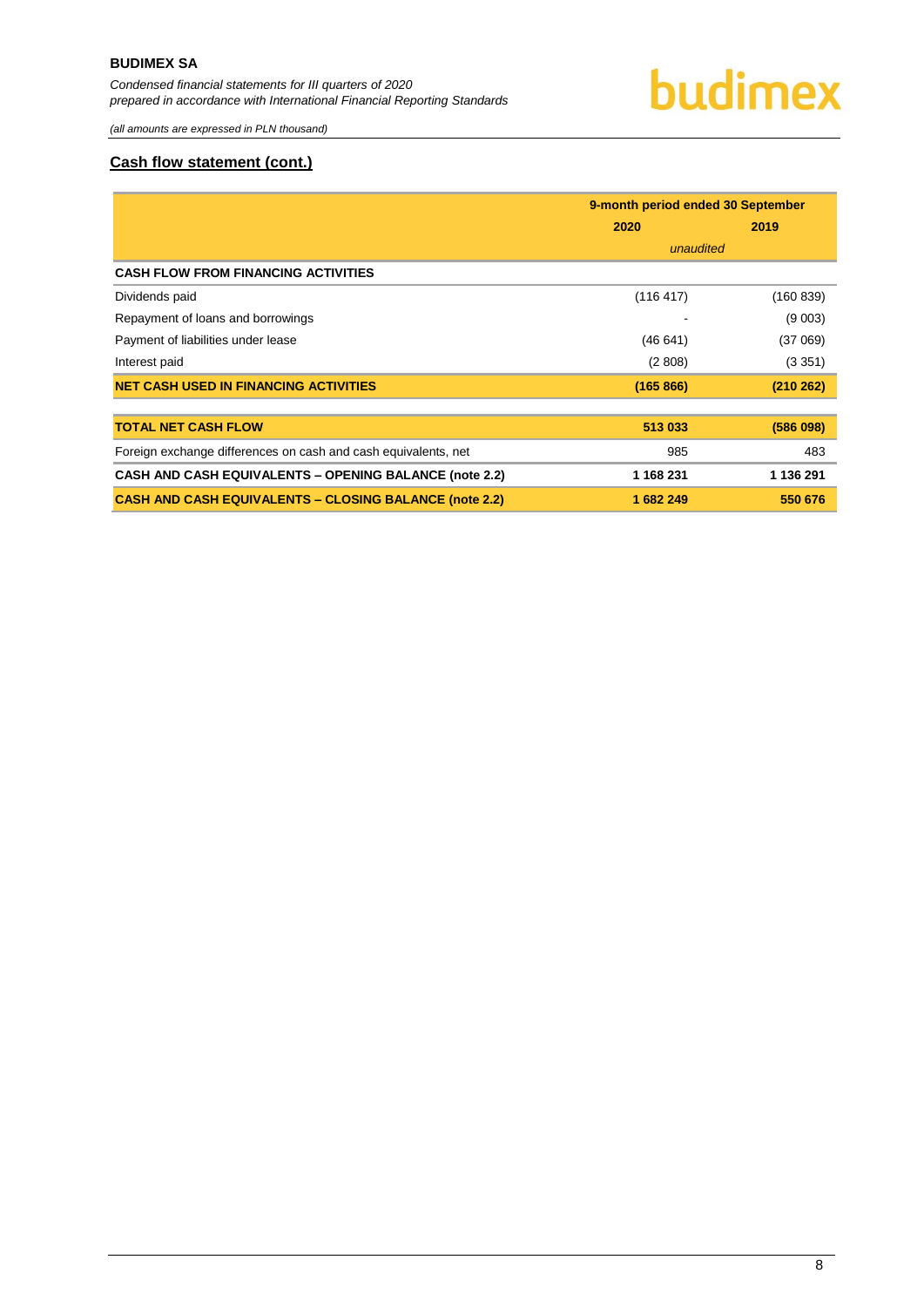## Cash flow statement (cont.)

| | 9-month period ended 30 September | |
|---|---|---|
| | 2020 | 2019 |
| | *unaudited* | |
| **CASH FLOW FROM FINANCING ACTIVITIES** | | |
| Dividends paid | (116 417) | (160 839) |
| Repayment of loans and borrowings | - | (9 003) |
| Payment of liabilities under lease | (46 641) | (37 069) |
| Interest paid | (2 808) | (3 351) |
| **NET CASH USED IN FINANCING ACTIVITIES** | **(165 866)** | **(210 262)** |
| | | |
| **TOTAL NET CASH FLOW** | **513 033** | **(586 098)** |
| Foreign exchange differences on cash and cash equivalents, net | 985 | 483 |
| **CASH AND CASH EQUIVALENTS – OPENING BALANCE (note 2.2)** | **1 168 231** | **1 136 291** |
| **CASH AND CASH EQUIVALENTS – CLOSING BALANCE (note 2.2)** | **1 682 249** | **550 676** |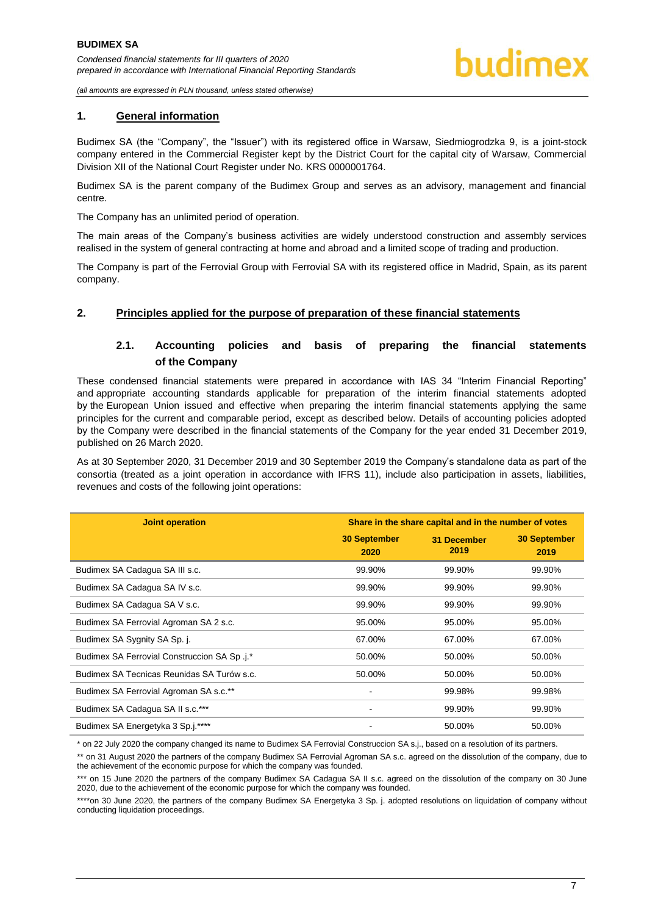## 1. General information

Budimex SA (the "Company", the "Issuer") with its registered office in Warsaw, Siedmiogrodzka 9, is a joint-stock company entered in the Commercial Register kept by the District Court for the capital city of Warsaw, Commercial Division XII of the National Court Register under No. KRS 0000001764.

Budimex SA is the parent company of the Budimex Group and serves as an advisory, management and financial centre.

The Company has an unlimited period of operation.

The main areas of the Company's business activities are widely understood construction and assembly services realised in the system of general contracting at home and abroad and a limited scope of trading and production.

The Company is part of the Ferrovial Group with Ferrovial SA with its registered office in Madrid, Spain, as its parent company.

## 2. Principles applied for the purpose of preparation of these financial statements

### 2.1. Accounting policies and basis of preparing the financial statements of the Company

These condensed financial statements were prepared in accordance with IAS 34 "Interim Financial Reporting" and appropriate accounting standards applicable for preparation of the interim financial statements adopted by the European Union issued and effective when preparing the interim financial statements applying the same principles for the current and comparable period, except as described below. Details of accounting policies adopted by the Company were described in the financial statements of the Company for the year ended 31 December 2019, published on 26 March 2020.

As at 30 September 2020, 31 December 2019 and 30 September 2019 the Company's standalone data as part of the consortia (treated as a joint operation in accordance with IFRS 11), include also participation in assets, liabilities, revenues and costs of the following joint operations:

| Joint operation | Share in the share capital and in the number of votes | | |
|---|---|---|---|
| | 30 September 2020 | 31 December 2019 | 30 September 2019 |
| Budimex SA Cadagua SA III s.c. | 99.90% | 99.90% | 99.90% |
| Budimex SA Cadagua SA IV s.c. | 99.90% | 99.90% | 99.90% |
| Budimex SA Cadagua SA V s.c. | 99.90% | 99.90% | 99.90% |
| Budimex SA Ferrovial Agroman SA 2 s.c. | 95.00% | 95.00% | 95.00% |
| Budimex SA Sygnity SA Sp. j. | 67.00% | 67.00% | 67.00% |
| Budimex SA Ferrovial Construccion SA Sp .j.* | 50.00% | 50.00% | 50.00% |
| Budimex SA Tecnicas Reunidas SA Turów s.c. | 50.00% | 50.00% | 50.00% |
| Budimex SA Ferrovial Agroman SA s.c.** | - | 99.98% | 99.98% |
| Budimex SA Cadagua SA II s.c.*** | - | 99.90% | 99.90% |
| Budimex SA Energetyka 3 Sp.j.**** | - | 50.00% | 50.00% |

\* on 22 July 2020 the company changed its name to Budimex SA Ferrovial Construccion SA s.j., based on a resolution of its partners.

\*\* on 31 August 2020 the partners of the company Budimex SA Ferrovial Agroman SA s.c. agreed on the dissolution of the company, due to the achievement of the economic purpose for which the company was founded.

\*\*\* on 15 June 2020 the partners of the company Budimex SA Cadagua SA II s.c. agreed on the dissolution of the company on 30 June 2020, due to the achievement of the economic purpose for which the company was founded.

\*\*\*\*on 30 June 2020, the partners of the company Budimex SA Energetyka 3 Sp. j. adopted resolutions on liquidation of company without conducting liquidation proceedings.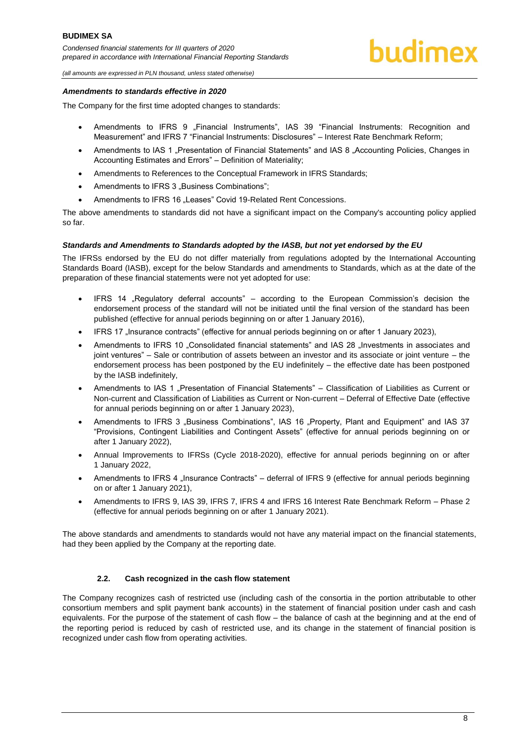***Amendments to standards effective in 2020***

The Company for the first time adopted changes to standards:

- Amendments to IFRS 9 „Financial Instruments", IAS 39 "Financial Instruments: Recognition and Measurement" and IFRS 7 "Financial Instruments: Disclosures" – Interest Rate Benchmark Reform;
- Amendments to IAS 1 „Presentation of Financial Statements" and IAS 8 „Accounting Policies, Changes in Accounting Estimates and Errors" – Definition of Materiality;
- Amendments to References to the Conceptual Framework in IFRS Standards;
- Amendments to IFRS 3 „Business Combinations";
- Amendments to IFRS 16 „Leases" Covid 19-Related Rent Concessions.

The above amendments to standards did not have a significant impact on the Company's accounting policy applied so far.

***Standards and Amendments to Standards adopted by the IASB, but not yet endorsed by the EU***

The IFRSs endorsed by the EU do not differ materially from regulations adopted by the International Accounting Standards Board (IASB), except for the below Standards and amendments to Standards, which as at the date of the preparation of these financial statements were not yet adopted for use:

- IFRS 14 „Regulatory deferral accounts" – according to the European Commission's decision the endorsement process of the standard will not be initiated until the final version of the standard has been published (effective for annual periods beginning on or after 1 January 2016),
- IFRS 17 „Insurance contracts" (effective for annual periods beginning on or after 1 January 2023),
- Amendments to IFRS 10 „Consolidated financial statements" and IAS 28 „Investments in associates and joint ventures" – Sale or contribution of assets between an investor and its associate or joint venture – the endorsement process has been postponed by the EU indefinitely – the effective date has been postponed by the IASB indefinitely,
- Amendments to IAS 1 „Presentation of Financial Statements" – Classification of Liabilities as Current or Non-current and Classification of Liabilities as Current or Non-current – Deferral of Effective Date (effective for annual periods beginning on or after 1 January 2023),
- Amendments to IFRS 3 „Business Combinations", IAS 16 „Property, Plant and Equipment" and IAS 37 "Provisions, Contingent Liabilities and Contingent Assets" (effective for annual periods beginning on or after 1 January 2022),
- Annual Improvements to IFRSs (Cycle 2018-2020), effective for annual periods beginning on or after 1 January 2022,
- Amendments to IFRS 4 „Insurance Contracts" – deferral of IFRS 9 (effective for annual periods beginning on or after 1 January 2021),
- Amendments to IFRS 9, IAS 39, IFRS 7, IFRS 4 and IFRS 16 Interest Rate Benchmark Reform – Phase 2 (effective for annual periods beginning on or after 1 January 2021).

The above standards and amendments to standards would not have any material impact on the financial statements, had they been applied by the Company at the reporting date.

### 2.2. Cash recognized in the cash flow statement

The Company recognizes cash of restricted use (including cash of the consortia in the portion attributable to other consortium members and split payment bank accounts) in the statement of financial position under cash and cash equivalents. For the purpose of the statement of cash flow – the balance of cash at the beginning and at the end of the reporting period is reduced by cash of restricted use, and its change in the statement of financial position is recognized under cash flow from operating activities.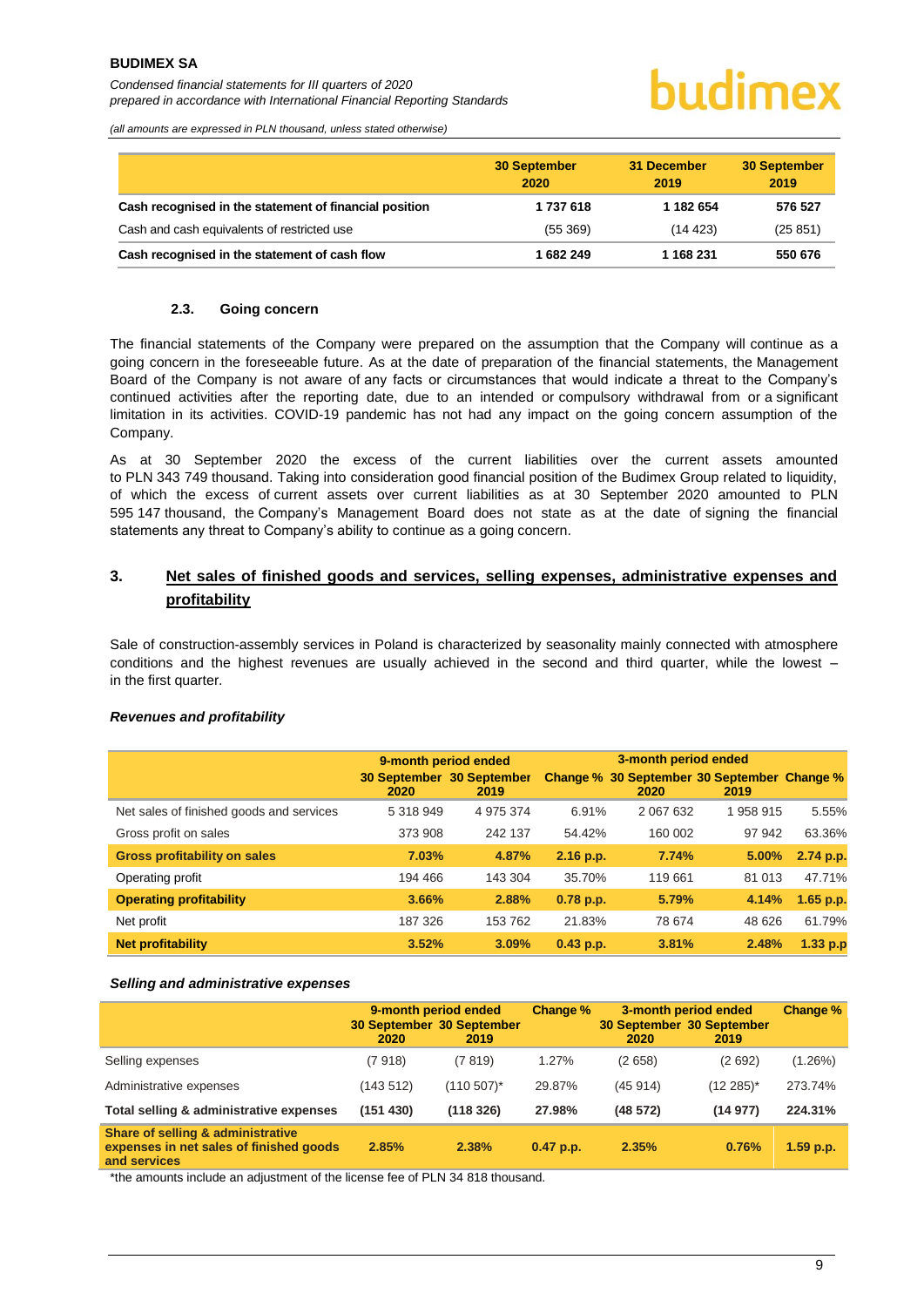| | 30 September 2020 | 31 December 2019 | 30 September 2019 |
|---|---|---|---|
| **Cash recognised in the statement of financial position** | **1 737 618** | **1 182 654** | **576 527** |
| Cash and cash equivalents of restricted use | (55 369) | (14 423) | (25 851) |
| **Cash recognised in the statement of cash flow** | **1 682 249** | **1 168 231** | **550 676** |

### 2.3. Going concern

The financial statements of the Company were prepared on the assumption that the Company will continue as a going concern in the foreseeable future. As at the date of preparation of the financial statements, the Management Board of the Company is not aware of any facts or circumstances that would indicate a threat to the Company's continued activities after the reporting date, due to an intended or compulsory withdrawal from or a significant limitation in its activities. COVID-19 pandemic has not had any impact on the going concern assumption of the Company.

As at 30 September 2020 the excess of the current liabilities over the current assets amounted to PLN 343 749 thousand. Taking into consideration good financial position of the Budimex Group related to liquidity, of which the excess of current assets over current liabilities as at 30 September 2020 amounted to PLN 595 147 thousand, the Company's Management Board does not state as at the date of signing the financial statements any threat to Company's ability to continue as a going concern.

## 3. Net sales of finished goods and services, selling expenses, administrative expenses and profitability

Sale of construction-assembly services in Poland is characterized by seasonality mainly connected with atmosphere conditions and the highest revenues are usually achieved in the second and third quarter, while the lowest – in the first quarter.

***Revenues and profitability***

| | 9-month period ended | | | 3-month period ended | | |
|---|---|---|---|---|---|---|
| | 30 September 2020 | 30 September 2019 | Change % | 30 September 2020 | 30 September 2019 | Change % |
| Net sales of finished goods and services | 5 318 949 | 4 975 374 | 6.91% | 2 067 632 | 1 958 915 | 5.55% |
| Gross profit on sales | 373 908 | 242 137 | 54.42% | 160 002 | 97 942 | 63.36% |
| **Gross profitability on sales** | **7.03%** | **4.87%** | **2.16 p.p.** | **7.74%** | **5.00%** | **2.74 p.p.** |
| Operating profit | 194 466 | 143 304 | 35.70% | 119 661 | 81 013 | 47.71% |
| **Operating profitability** | **3.66%** | **2.88%** | **0.78 p.p.** | **5.79%** | **4.14%** | **1.65 p.p.** |
| Net profit | 187 326 | 153 762 | 21.83% | 78 674 | 48 626 | 61.79% |
| **Net profitability** | **3.52%** | **3.09%** | **0.43 p.p.** | **3.81%** | **2.48%** | **1.33 p.p** |

***Selling and administrative expenses***

| | 9-month period ended | | Change % | 3-month period ended | | Change % |
|---|---|---|---|---|---|---|
| | 30 September 2020 | 30 September 2019 | | 30 September 2020 | 30 September 2019 | |
| Selling expenses | (7 918) | (7 819) | 1.27% | (2 658) | (2 692) | (1.26%) |
| Administrative expenses | (143 512) | (110 507)* | 29.87% | (45 914) | (12 285)* | 273.74% |
| **Total selling & administrative expenses** | **(151 430)** | **(118 326)** | **27.98%** | **(48 572)** | **(14 977)** | **224.31%** |
| **Share of selling & administrative expenses in net sales of finished goods and services** | **2.85%** | **2.38%** | **0.47 p.p.** | **2.35%** | **0.76%** | **1.59 p.p.** |

*the amounts include an adjustment of the license fee of PLN 34 818 thousand.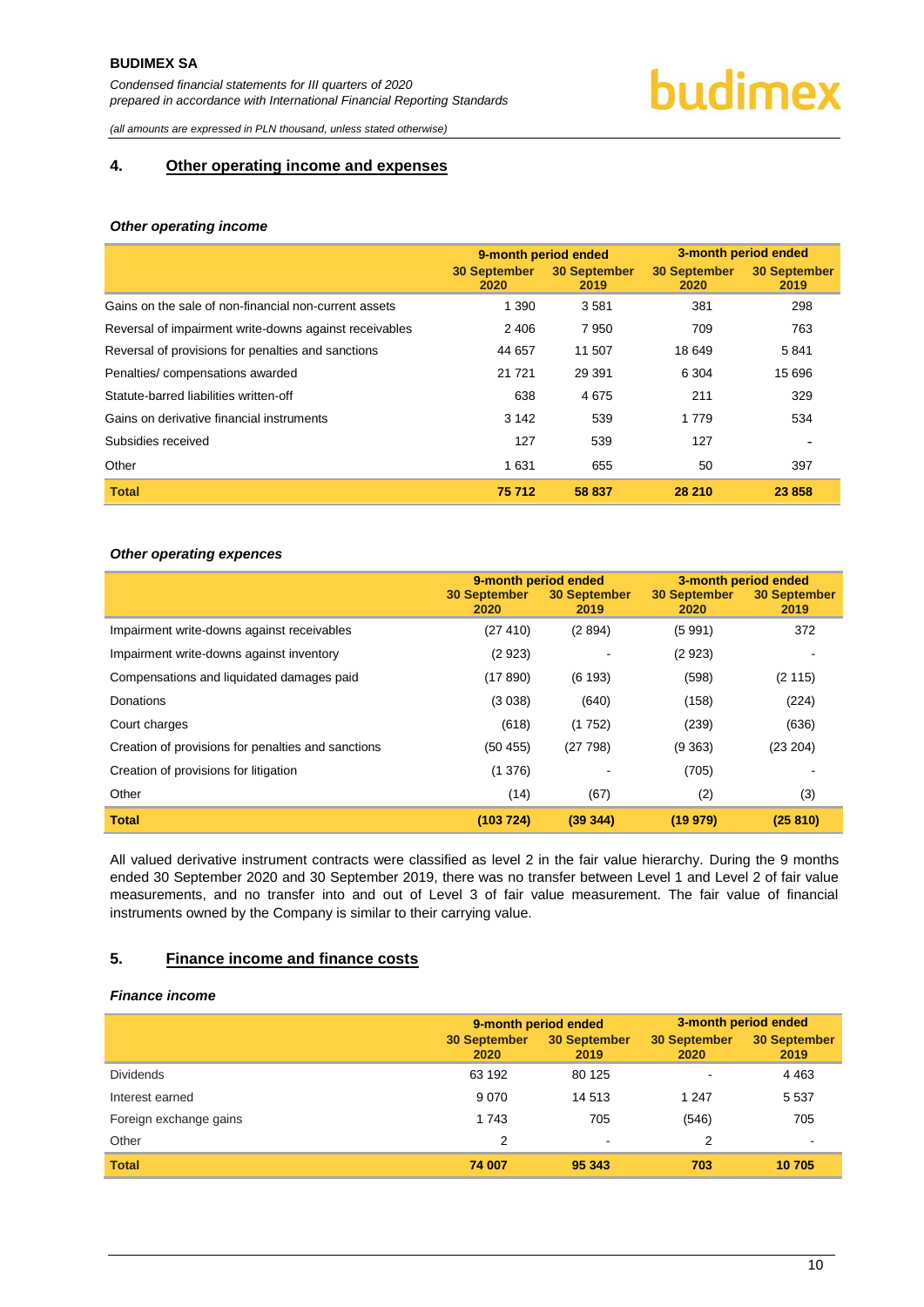## 4. Other operating income and expenses

### *Other operating income*

| | 9-month period ended | | 3-month period ended | |
|---|---|---|---|---|
| | 30 September 2020 | 30 September 2019 | 30 September 2020 | 30 September 2019 |
| Gains on the sale of non-financial non-current assets | 1 390 | 3 581 | 381 | 298 |
| Reversal of impairment write-downs against receivables | 2 406 | 7 950 | 709 | 763 |
| Reversal of provisions for penalties and sanctions | 44 657 | 11 507 | 18 649 | 5 841 |
| Penalties/ compensations awarded | 21 721 | 29 391 | 6 304 | 15 696 |
| Statute-barred liabilities written-off | 638 | 4 675 | 211 | 329 |
| Gains on derivative financial instruments | 3 142 | 539 | 1 779 | 534 |
| Subsidies received | 127 | 539 | 127 | - |
| Other | 1 631 | 655 | 50 | 397 |
| **Total** | **75 712** | **58 837** | **28 210** | **23 858** |

### *Other operating expences*

| | 9-month period ended | | 3-month period ended | |
|---|---|---|---|---|
| | 30 September 2020 | 30 September 2019 | 30 September 2020 | 30 September 2019 |
| Impairment write-downs against receivables | (27 410) | (2 894) | (5 991) | 372 |
| Impairment write-downs against inventory | (2 923) | - | (2 923) | - |
| Compensations and liquidated damages paid | (17 890) | (6 193) | (598) | (2 115) |
| Donations | (3 038) | (640) | (158) | (224) |
| Court charges | (618) | (1 752) | (239) | (636) |
| Creation of provisions for penalties and sanctions | (50 455) | (27 798) | (9 363) | (23 204) |
| Creation of provisions for litigation | (1 376) | - | (705) | - |
| Other | (14) | (67) | (2) | (3) |
| **Total** | **(103 724)** | **(39 344)** | **(19 979)** | **(25 810)** |

All valued derivative instrument contracts were classified as level 2 in the fair value hierarchy. During the 9 months ended 30 September 2020 and 30 September 2019, there was no transfer between Level 1 and Level 2 of fair value measurements, and no transfer into and out of Level 3 of fair value measurement. The fair value of financial instruments owned by the Company is similar to their carrying value.

## 5. Finance income and finance costs

### *Finance income*

| | 9-month period ended | | 3-month period ended | |
|---|---|---|---|---|
| | 30 September 2020 | 30 September 2019 | 30 September 2020 | 30 September 2019 |
| Dividends | 63 192 | 80 125 | - | 4 463 |
| Interest earned | 9 070 | 14 513 | 1 247 | 5 537 |
| Foreign exchange gains | 1 743 | 705 | (546) | 705 |
| Other | 2 | - | 2 | - |
| **Total** | **74 007** | **95 343** | **703** | **10 705** |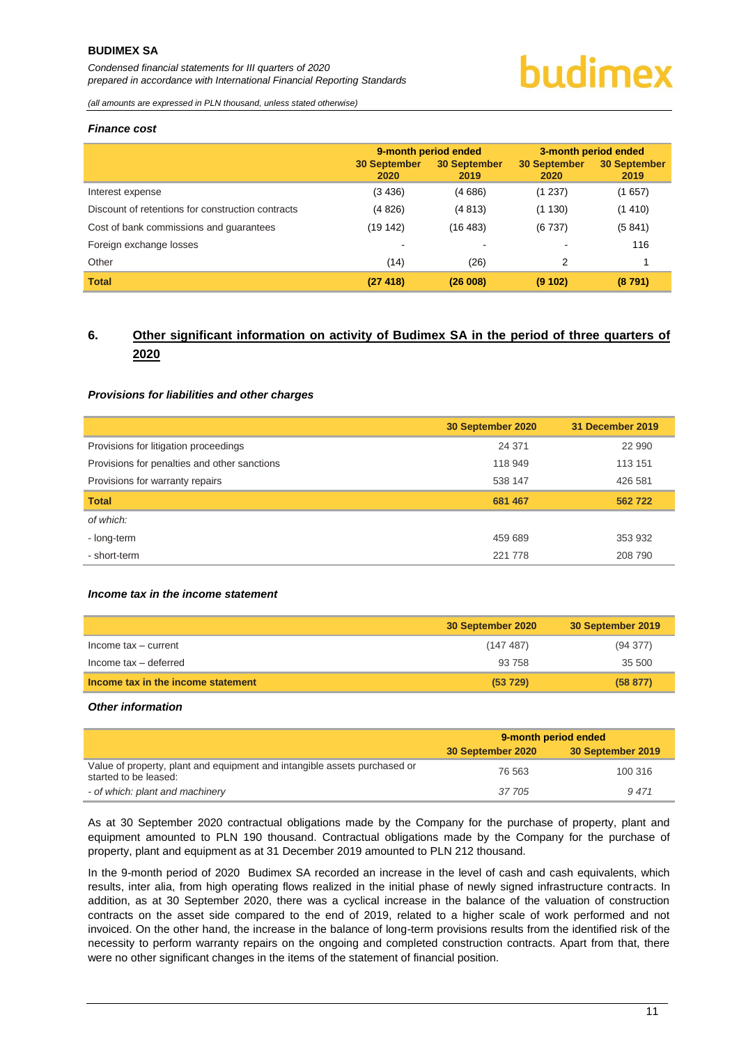#### *Finance cost*

| | 9-month period ended | | 3-month period ended | |
|---|---|---|---|---|
| | 30 September 2020 | 30 September 2019 | 30 September 2020 | 30 September 2019 |
| Interest expense | (3 436) | (4 686) | (1 237) | (1 657) |
| Discount of retentions for construction contracts | (4 826) | (4 813) | (1 130) | (1 410) |
| Cost of bank commissions and guarantees | (19 142) | (16 483) | (6 737) | (5 841) |
| Foreign exchange losses | - | - | - | 116 |
| Other | (14) | (26) | 2 | 1 |
| **Total** | **(27 418)** | **(26 008)** | **(9 102)** | **(8 791)** |

## 6. Other significant information on activity of Budimex SA in the period of three quarters of 2020

#### *Provisions for liabilities and other charges*

| | 30 September 2020 | 31 December 2019 |
|---|---|---|
| Provisions for litigation proceedings | 24 371 | 22 990 |
| Provisions for penalties and other sanctions | 118 949 | 113 151 |
| Provisions for warranty repairs | 538 147 | 426 581 |
| **Total** | **681 467** | **562 722** |
| *of which:* | | |
| - long-term | 459 689 | 353 932 |
| - short-term | 221 778 | 208 790 |

#### *Income tax in the income statement*

| | 30 September 2020 | 30 September 2019 |
|---|---|---|
| Income tax – current | (147 487) | (94 377) |
| Income tax – deferred | 93 758 | 35 500 |
| **Income tax in the income statement** | **(53 729)** | **(58 877)** |

#### *Other information*

| | 9-month period ended | |
|---|---|---|
| | 30 September 2020 | 30 September 2019 |
| Value of property, plant and equipment and intangible assets purchased or started to be leased: | 76 563 | 100 316 |
| *- of which: plant and machinery* | *37 705* | *9 471* |

As at 30 September 2020 contractual obligations made by the Company for the purchase of property, plant and equipment amounted to PLN 190 thousand. Contractual obligations made by the Company for the purchase of property, plant and equipment as at 31 December 2019 amounted to PLN 212 thousand.

In the 9-month period of 2020 Budimex SA recorded an increase in the level of cash and cash equivalents, which results, inter alia, from high operating flows realized in the initial phase of newly signed infrastructure contracts. In addition, as at 30 September 2020, there was a cyclical increase in the balance of the valuation of construction contracts on the asset side compared to the end of 2019, related to a higher scale of work performed and not invoiced. On the other hand, the increase in the balance of long-term provisions results from the identified risk of the necessity to perform warranty repairs on the ongoing and completed construction contracts. Apart from that, there were no other significant changes in the items of the statement of financial position.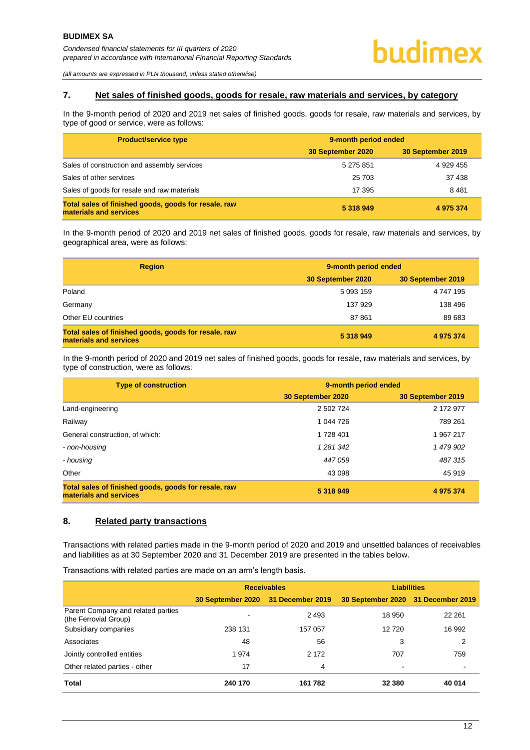## 7. Net sales of finished goods, goods for resale, raw materials and services, by category

In the 9-month period of 2020 and 2019 net sales of finished goods, goods for resale, raw materials and services, by type of good or service, were as follows:

| Product/service type | 9-month period ended | |
|---|---|---|
| | 30 September 2020 | 30 September 2019 |
| Sales of construction and assembly services | 5 275 851 | 4 929 455 |
| Sales of other services | 25 703 | 37 438 |
| Sales of goods for resale and raw materials | 17 395 | 8 481 |
| **Total sales of finished goods, goods for resale, raw materials and services** | **5 318 949** | **4 975 374** |

In the 9-month period of 2020 and 2019 net sales of finished goods, goods for resale, raw materials and services, by geographical area, were as follows:

| Region | 9-month period ended | |
|---|---|---|
| | 30 September 2020 | 30 September 2019 |
| Poland | 5 093 159 | 4 747 195 |
| Germany | 137 929 | 138 496 |
| Other EU countries | 87 861 | 89 683 |
| **Total sales of finished goods, goods for resale, raw materials and services** | **5 318 949** | **4 975 374** |

In the 9-month period of 2020 and 2019 net sales of finished goods, goods for resale, raw materials and services, by type of construction, were as follows:

| Type of construction | 9-month period ended | |
|---|---|---|
| | 30 September 2020 | 30 September 2019 |
| Land-engineering | 2 502 724 | 2 172 977 |
| Railway | 1 044 726 | 789 261 |
| General construction, of which: | 1 728 401 | 1 967 217 |
| *- non-housing* | *1 281 342* | *1 479 902* |
| *- housing* | *447 059* | *487 315* |
| Other | 43 098 | 45 919 |
| **Total sales of finished goods, goods for resale, raw materials and services** | **5 318 949** | **4 975 374** |

## 8. Related party transactions

Transactions with related parties made in the 9-month period of 2020 and 2019 and unsettled balances of receivables and liabilities as at 30 September 2020 and 31 December 2019 are presented in the tables below.

Transactions with related parties are made on an arm's length basis.

| | Receivables | | Liabilities | |
|---|---|---|---|---|
| | 30 September 2020 | 31 December 2019 | 30 September 2020 | 31 December 2019 |
| Parent Company and related parties (the Ferrovial Group) | - | 2 493 | 18 950 | 22 261 |
| Subsidiary companies | 238 131 | 157 057 | 12 720 | 16 992 |
| Associates | 48 | 56 | 3 | 2 |
| Jointly controlled entities | 1 974 | 2 172 | 707 | 759 |
| Other related parties - other | 17 | 4 | - | - |
| **Total** | **240 170** | **161 782** | **32 380** | **40 014** |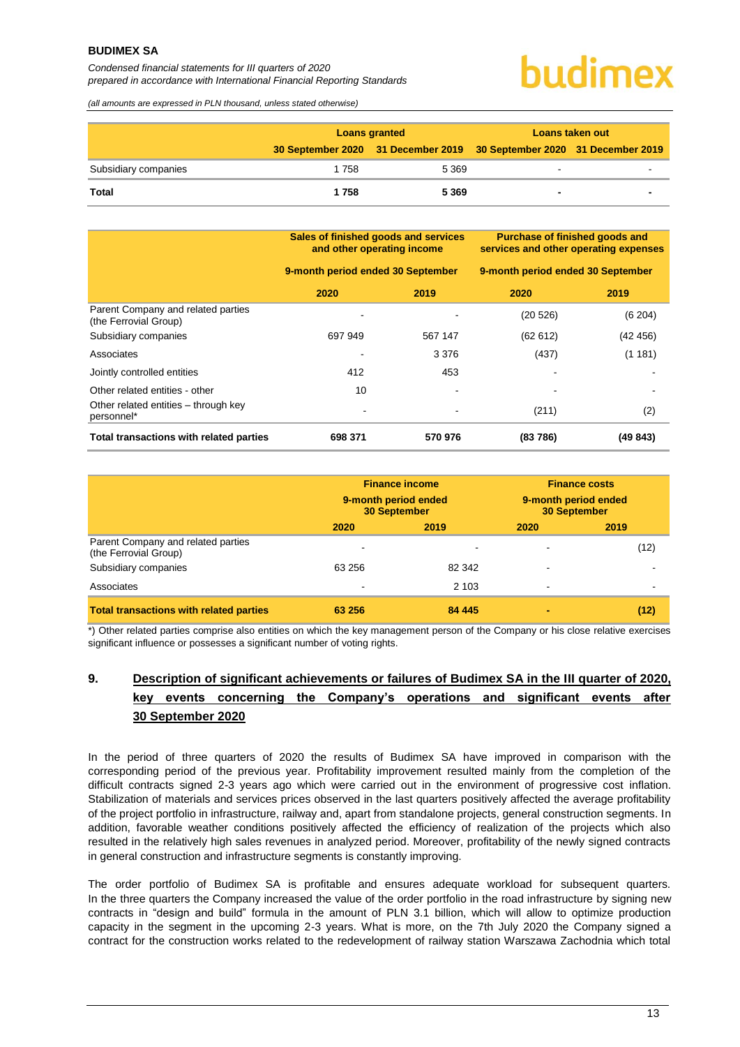| | Loans granted | | Loans taken out | |
|---|---|---|---|---|
| | 30 September 2020 | 31 December 2019 | 30 September 2020 | 31 December 2019 |
| Subsidiary companies | 1 758 | 5 369 | - | - |
| **Total** | **1 758** | **5 369** | **-** | **-** |

| | Sales of finished goods and services and other operating income | | Purchase of finished goods and services and other operating expenses | |
|---|---|---|---|---|
| | 9-month period ended 30 September | | 9-month period ended 30 September | |
| | 2020 | 2019 | 2020 | 2019 |
| Parent Company and related parties (the Ferrovial Group) | - | - | (20 526) | (6 204) |
| Subsidiary companies | 697 949 | 567 147 | (62 612) | (42 456) |
| Associates | - | 3 376 | (437) | (1 181) |
| Jointly controlled entities | 412 | 453 | - | - |
| Other related entities - other | 10 | - | - | - |
| Other related entities – through key personnel* | - | - | (211) | (2) |
| **Total transactions with related parties** | **698 371** | **570 976** | **(83 786)** | **(49 843)** |

| | Finance income | | Finance costs | |
|---|---|---|---|---|
| | 9-month period ended 30 September | | 9-month period ended 30 September | |
| | 2020 | 2019 | 2020 | 2019 |
| Parent Company and related parties (the Ferrovial Group) | - | - | - | (12) |
| Subsidiary companies | 63 256 | 82 342 | - | - |
| Associates | - | 2 103 | - | - |
| **Total transactions with related parties** | **63 256** | **84 445** | **-** | **(12)** |

*) Other related parties comprise also entities on which the key management person of the Company or his close relative exercises significant influence or possesses a significant number of voting rights.

## 9. Description of significant achievements or failures of Budimex SA in the III quarter of 2020, key events concerning the Company's operations and significant events after 30 September 2020

In the period of three quarters of 2020 the results of Budimex SA have improved in comparison with the corresponding period of the previous year. Profitability improvement resulted mainly from the completion of the difficult contracts signed 2-3 years ago which were carried out in the environment of progressive cost inflation. Stabilization of materials and services prices observed in the last quarters positively affected the average profitability of the project portfolio in infrastructure, railway and, apart from standalone projects, general construction segments. In addition, favorable weather conditions positively affected the efficiency of realization of the projects which also resulted in the relatively high sales revenues in analyzed period. Moreover, profitability of the newly signed contracts in general construction and infrastructure segments is constantly improving.

The order portfolio of Budimex SA is profitable and ensures adequate workload for subsequent quarters. In the three quarters the Company increased the value of the order portfolio in the road infrastructure by signing new contracts in "design and build" formula in the amount of PLN 3.1 billion, which will allow to optimize production capacity in the segment in the upcoming 2-3 years. What is more, on the 7th July 2020 the Company signed a contract for the construction works related to the redevelopment of railway station Warszawa Zachodnia which total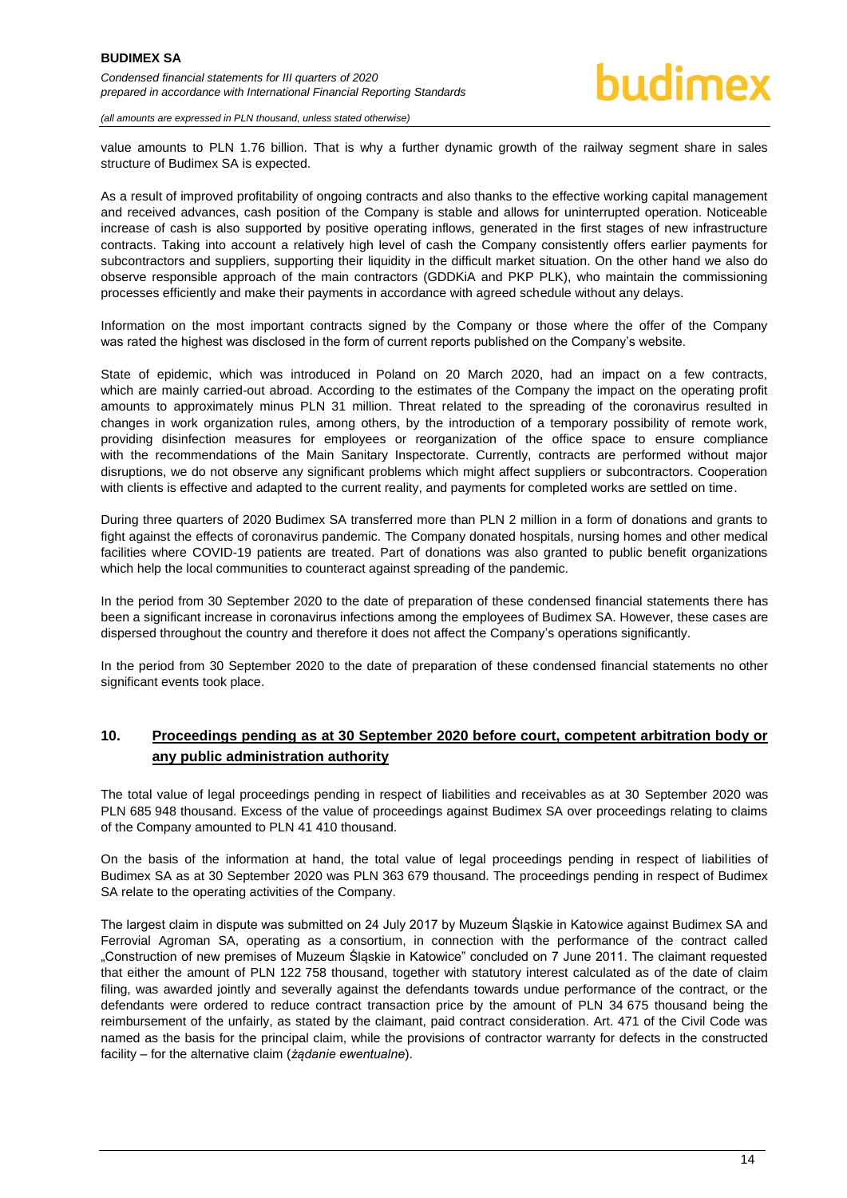value amounts to PLN 1.76 billion. That is why a further dynamic growth of the railway segment share in sales structure of Budimex SA is expected.

As a result of improved profitability of ongoing contracts and also thanks to the effective working capital management and received advances, cash position of the Company is stable and allows for uninterrupted operation. Noticeable increase of cash is also supported by positive operating inflows, generated in the first stages of new infrastructure contracts. Taking into account a relatively high level of cash the Company consistently offers earlier payments for subcontractors and suppliers, supporting their liquidity in the difficult market situation. On the other hand we also do observe responsible approach of the main contractors (GDDKiA and PKP PLK), who maintain the commissioning processes efficiently and make their payments in accordance with agreed schedule without any delays.

Information on the most important contracts signed by the Company or those where the offer of the Company was rated the highest was disclosed in the form of current reports published on the Company's website.

State of epidemic, which was introduced in Poland on 20 March 2020, had an impact on a few contracts, which are mainly carried-out abroad. According to the estimates of the Company the impact on the operating profit amounts to approximately minus PLN 31 million. Threat related to the spreading of the coronavirus resulted in changes in work organization rules, among others, by the introduction of a temporary possibility of remote work, providing disinfection measures for employees or reorganization of the office space to ensure compliance with the recommendations of the Main Sanitary Inspectorate. Currently, contracts are performed without major disruptions, we do not observe any significant problems which might affect suppliers or subcontractors. Cooperation with clients is effective and adapted to the current reality, and payments for completed works are settled on time.

During three quarters of 2020 Budimex SA transferred more than PLN 2 million in a form of donations and grants to fight against the effects of coronavirus pandemic. The Company donated hospitals, nursing homes and other medical facilities where COVID-19 patients are treated. Part of donations was also granted to public benefit organizations which help the local communities to counteract against spreading of the pandemic.

In the period from 30 September 2020 to the date of preparation of these condensed financial statements there has been a significant increase in coronavirus infections among the employees of Budimex SA. However, these cases are dispersed throughout the country and therefore it does not affect the Company's operations significantly.

In the period from 30 September 2020 to the date of preparation of these condensed financial statements no other significant events took place.

## 10. Proceedings pending as at 30 September 2020 before court, competent arbitration body or any public administration authority

The total value of legal proceedings pending in respect of liabilities and receivables as at 30 September 2020 was PLN 685 948 thousand. Excess of the value of proceedings against Budimex SA over proceedings relating to claims of the Company amounted to PLN 41 410 thousand.

On the basis of the information at hand, the total value of legal proceedings pending in respect of liabilities of Budimex SA as at 30 September 2020 was PLN 363 679 thousand. The proceedings pending in respect of Budimex SA relate to the operating activities of the Company.

The largest claim in dispute was submitted on 24 July 2017 by Muzeum Śląskie in Katowice against Budimex SA and Ferrovial Agroman SA, operating as a consortium, in connection with the performance of the contract called „Construction of new premises of Muzeum Śląskie in Katowice" concluded on 7 June 2011. The claimant requested that either the amount of PLN 122 758 thousand, together with statutory interest calculated as of the date of claim filing, was awarded jointly and severally against the defendants towards undue performance of the contract, or the defendants were ordered to reduce contract transaction price by the amount of PLN 34 675 thousand being the reimbursement of the unfairly, as stated by the claimant, paid contract consideration. Art. 471 of the Civil Code was named as the basis for the principal claim, while the provisions of contractor warranty for defects in the constructed facility – for the alternative claim (*żądanie ewentualne*).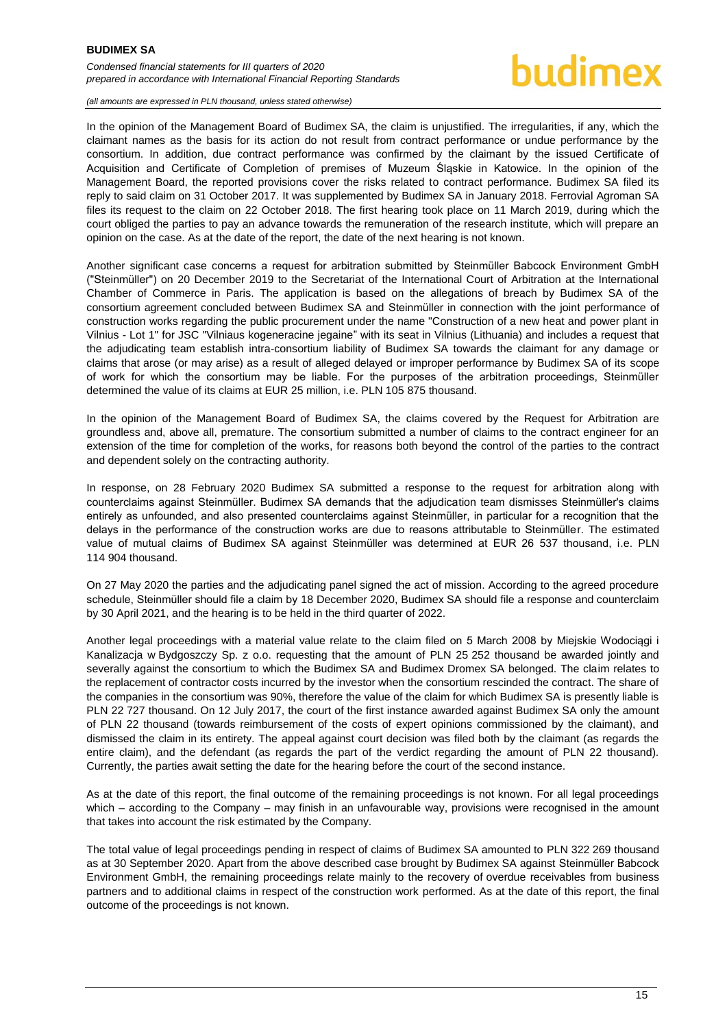In the opinion of the Management Board of Budimex SA, the claim is unjustified. The irregularities, if any, which the claimant names as the basis for its action do not result from contract performance or undue performance by the consortium. In addition, due contract performance was confirmed by the claimant by the issued Certificate of Acquisition and Certificate of Completion of premises of Muzeum Śląskie in Katowice. In the opinion of the Management Board, the reported provisions cover the risks related to contract performance. Budimex SA filed its reply to said claim on 31 October 2017. It was supplemented by Budimex SA in January 2018. Ferrovial Agroman SA files its request to the claim on 22 October 2018. The first hearing took place on 11 March 2019, during which the court obliged the parties to pay an advance towards the remuneration of the research institute, which will prepare an opinion on the case. As at the date of the report, the date of the next hearing is not known.

Another significant case concerns a request for arbitration submitted by Steinmüller Babcock Environment GmbH ("Steinmüller") on 20 December 2019 to the Secretariat of the International Court of Arbitration at the International Chamber of Commerce in Paris. The application is based on the allegations of breach by Budimex SA of the consortium agreement concluded between Budimex SA and Steinmüller in connection with the joint performance of construction works regarding the public procurement under the name "Construction of a new heat and power plant in Vilnius - Lot 1" for JSC "Vilniaus kogeneracine jegaine" with its seat in Vilnius (Lithuania) and includes a request that the adjudicating team establish intra-consortium liability of Budimex SA towards the claimant for any damage or claims that arose (or may arise) as a result of alleged delayed or improper performance by Budimex SA of its scope of work for which the consortium may be liable. For the purposes of the arbitration proceedings, Steinmüller determined the value of its claims at EUR 25 million, i.e. PLN 105 875 thousand.

In the opinion of the Management Board of Budimex SA, the claims covered by the Request for Arbitration are groundless and, above all, premature. The consortium submitted a number of claims to the contract engineer for an extension of the time for completion of the works, for reasons both beyond the control of the parties to the contract and dependent solely on the contracting authority.

In response, on 28 February 2020 Budimex SA submitted a response to the request for arbitration along with counterclaims against Steinmüller. Budimex SA demands that the adjudication team dismisses Steinmüller's claims entirely as unfounded, and also presented counterclaims against Steinmüller, in particular for a recognition that the delays in the performance of the construction works are due to reasons attributable to Steinmüller. The estimated value of mutual claims of Budimex SA against Steinmüller was determined at EUR 26 537 thousand, i.e. PLN 114 904 thousand.

On 27 May 2020 the parties and the adjudicating panel signed the act of mission. According to the agreed procedure schedule, Steinmüller should file a claim by 18 December 2020, Budimex SA should file a response and counterclaim by 30 April 2021, and the hearing is to be held in the third quarter of 2022.

Another legal proceedings with a material value relate to the claim filed on 5 March 2008 by Miejskie Wodociągi i Kanalizacja w Bydgoszczy Sp. z o.o. requesting that the amount of PLN 25 252 thousand be awarded jointly and severally against the consortium to which the Budimex SA and Budimex Dromex SA belonged. The claim relates to the replacement of contractor costs incurred by the investor when the consortium rescinded the contract. The share of the companies in the consortium was 90%, therefore the value of the claim for which Budimex SA is presently liable is PLN 22 727 thousand. On 12 July 2017, the court of the first instance awarded against Budimex SA only the amount of PLN 22 thousand (towards reimbursement of the costs of expert opinions commissioned by the claimant), and dismissed the claim in its entirety. The appeal against court decision was filed both by the claimant (as regards the entire claim), and the defendant (as regards the part of the verdict regarding the amount of PLN 22 thousand). Currently, the parties await setting the date for the hearing before the court of the second instance.

As at the date of this report, the final outcome of the remaining proceedings is not known. For all legal proceedings which – according to the Company – may finish in an unfavourable way, provisions were recognised in the amount that takes into account the risk estimated by the Company.

The total value of legal proceedings pending in respect of claims of Budimex SA amounted to PLN 322 269 thousand as at 30 September 2020. Apart from the above described case brought by Budimex SA against Steinmüller Babcock Environment GmbH, the remaining proceedings relate mainly to the recovery of overdue receivables from business partners and to additional claims in respect of the construction work performed. As at the date of this report, the final outcome of the proceedings is not known.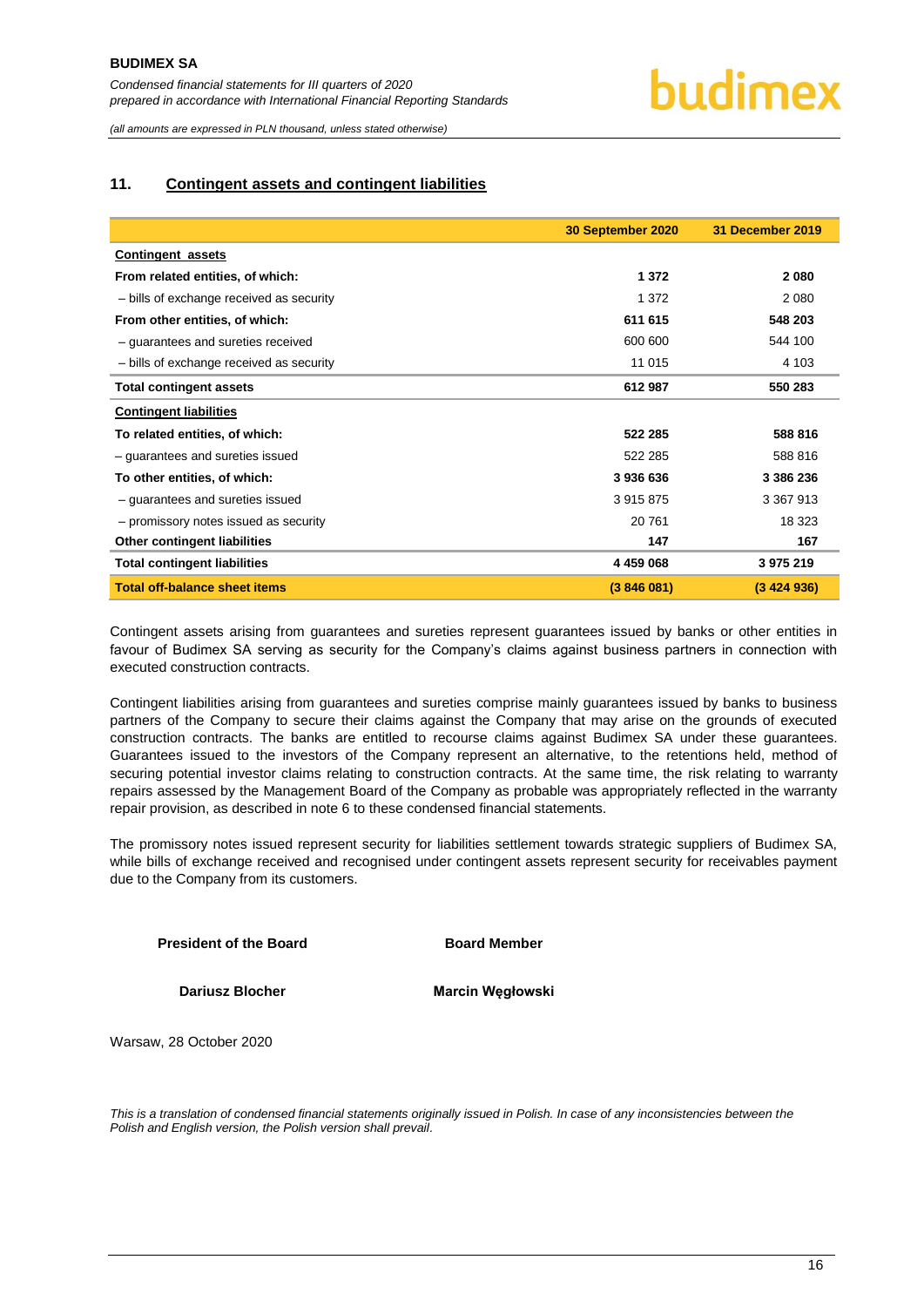## 11. Contingent assets and contingent liabilities

| | 30 September 2020 | 31 December 2019 |
|---|---|---|
| **Contingent assets** | | |
| **From related entities, of which:** | **1 372** | **2 080** |
| – bills of exchange received as security | 1 372 | 2 080 |
| **From other entities, of which:** | **611 615** | **548 203** |
| – guarantees and sureties received | 600 600 | 544 100 |
| – bills of exchange received as security | 11 015 | 4 103 |
| **Total contingent assets** | **612 987** | **550 283** |
| **Contingent liabilities** | | |
| **To related entities, of which:** | **522 285** | **588 816** |
| – guarantees and sureties issued | 522 285 | 588 816 |
| **To other entities, of which:** | **3 936 636** | **3 386 236** |
| – guarantees and sureties issued | 3 915 875 | 3 367 913 |
| – promissory notes issued as security | 20 761 | 18 323 |
| **Other contingent liabilities** | **147** | **167** |
| **Total contingent liabilities** | **4 459 068** | **3 975 219** |
| **Total off-balance sheet items** | **(3 846 081)** | **(3 424 936)** |

Contingent assets arising from guarantees and sureties represent guarantees issued by banks or other entities in favour of Budimex SA serving as security for the Company's claims against business partners in connection with executed construction contracts.

Contingent liabilities arising from guarantees and sureties comprise mainly guarantees issued by banks to business partners of the Company to secure their claims against the Company that may arise on the grounds of executed construction contracts. The banks are entitled to recourse claims against Budimex SA under these guarantees. Guarantees issued to the investors of the Company represent an alternative, to the retentions held, method of securing potential investor claims relating to construction contracts. At the same time, the risk relating to warranty repairs assessed by the Management Board of the Company as probable was appropriately reflected in the warranty repair provision, as described in note 6 to these condensed financial statements.

The promissory notes issued represent security for liabilities settlement towards strategic suppliers of Budimex SA, while bills of exchange received and recognised under contingent assets represent security for receivables payment due to the Company from its customers.

**President of the Board** **Board Member**

**Dariusz Blocher** **Marcin Węgłowski**

Warsaw, 28 October 2020

*This is a translation of condensed financial statements originally issued in Polish. In case of any inconsistencies between the Polish and English version, the Polish version shall prevail.*